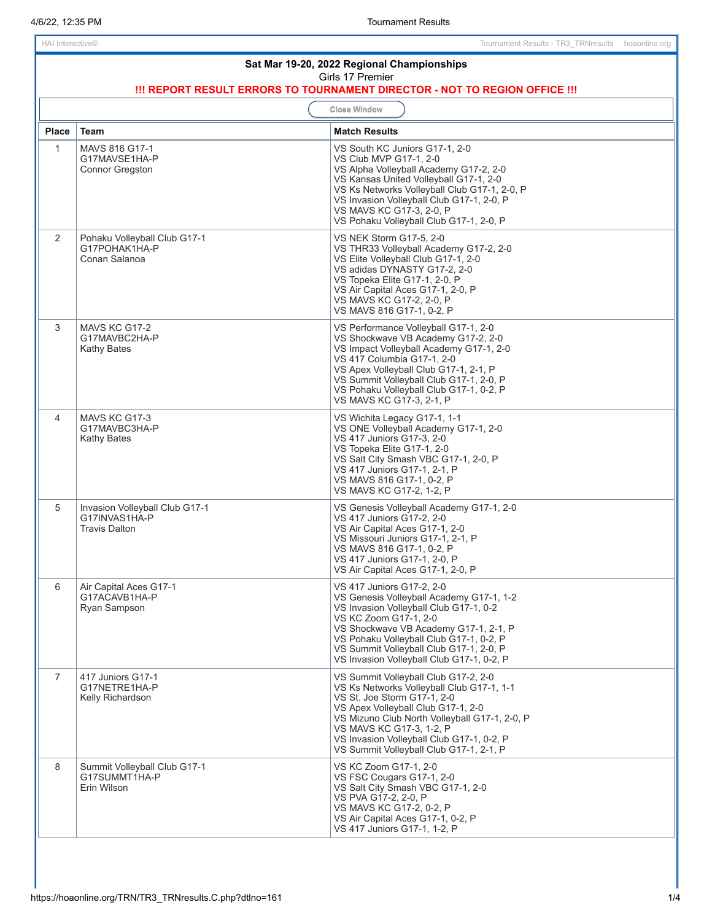HAI Interactive©

Tournament Results - TR3_TRNresults hoaonline.org

**Sat Mar 19-20, 2022 Regional Championships**

Girls 17 Premier

**!!! REPORT RESULT ERRORS TO TOURNAMENT DIRECTOR - NOT TO REGION OFFICE !!!**

Close Window

| Place | Team | Match Results |
|---|---|---|
| 1 | MAVS 816 G17-1<br>G17MAVSE1HA-P<br>Connor Gregston | VS South KC Juniors G17-1, 2-0<br>VS Club MVP G17-1, 2-0<br>VS Alpha Volleyball Academy G17-2, 2-0<br>VS Kansas United Volleyball G17-1, 2-0<br>VS Ks Networks Volleyball Club G17-1, 2-0, P<br>VS Invasion Volleyball Club G17-1, 2-0, P<br>VS MAVS KC G17-3, 2-0, P<br>VS Pohaku Volleyball Club G17-1, 2-0, P |
| 2 | Pohaku Volleyball Club G17-1<br>G17POHAK1HA-P<br>Conan Salanoa | VS NEK Storm G17-5, 2-0<br>VS THR33 Volleyball Academy G17-2, 2-0<br>VS Elite Volleyball Club G17-1, 2-0<br>VS adidas DYNASTY G17-2, 2-0<br>VS Topeka Elite G17-1, 2-0, P<br>VS Air Capital Aces G17-1, 2-0, P<br>VS MAVS KC G17-2, 2-0, P<br>VS MAVS 816 G17-1, 0-2, P |
| 3 | MAVS KC G17-2<br>G17MAVBC2HA-P<br>Kathy Bates | VS Performance Volleyball G17-1, 2-0<br>VS Shockwave VB Academy G17-2, 2-0<br>VS Impact Volleyball Academy G17-1, 2-0<br>VS 417 Columbia G17-1, 2-0<br>VS Apex Volleyball Club G17-1, 2-1, P<br>VS Summit Volleyball Club G17-1, 2-0, P<br>VS Pohaku Volleyball Club G17-1, 0-2, P<br>VS MAVS KC G17-3, 2-1, P |
| 4 | MAVS KC G17-3<br>G17MAVBC3HA-P<br>Kathy Bates | VS Wichita Legacy G17-1, 1-1<br>VS ONE Volleyball Academy G17-1, 2-0<br>VS 417 Juniors G17-3, 2-0<br>VS Topeka Elite G17-1, 2-0<br>VS Salt City Smash VBC G17-1, 2-0, P<br>VS 417 Juniors G17-1, 2-1, P<br>VS MAVS 816 G17-1, 0-2, P<br>VS MAVS KC G17-2, 1-2, P |
| 5 | Invasion Volleyball Club G17-1<br>G17INVAS1HA-P<br>Travis Dalton | VS Genesis Volleyball Academy G17-1, 2-0<br>VS 417 Juniors G17-2, 2-0<br>VS Air Capital Aces G17-1, 2-0<br>VS Missouri Juniors G17-1, 2-1, P<br>VS MAVS 816 G17-1, 0-2, P<br>VS 417 Juniors G17-1, 2-0, P<br>VS Air Capital Aces G17-1, 2-0, P |
| 6 | Air Capital Aces G17-1<br>G17ACAVB1HA-P<br>Ryan Sampson | VS 417 Juniors G17-2, 2-0<br>VS Genesis Volleyball Academy G17-1, 1-2<br>VS Invasion Volleyball Club G17-1, 0-2<br>VS KC Zoom G17-1, 2-0<br>VS Shockwave VB Academy G17-1, 2-1, P<br>VS Pohaku Volleyball Club G17-1, 0-2, P<br>VS Summit Volleyball Club G17-1, 2-0, P<br>VS Invasion Volleyball Club G17-1, 0-2, P |
| 7 | 417 Juniors G17-1<br>G17NETRE1HA-P<br>Kelly Richardson | VS Summit Volleyball Club G17-2, 2-0<br>VS Ks Networks Volleyball Club G17-1, 1-1<br>VS St. Joe Storm G17-1, 2-0<br>VS Apex Volleyball Club G17-1, 2-0<br>VS Mizuno Club North Volleyball G17-1, 2-0, P<br>VS MAVS KC G17-3, 1-2, P<br>VS Invasion Volleyball Club G17-1, 0-2, P<br>VS Summit Volleyball Club G17-1, 2-1, P |
| 8 | Summit Volleyball Club G17-1<br>G17SUMMT1HA-P<br>Erin Wilson | VS KC Zoom G17-1, 2-0<br>VS FSC Cougars G17-1, 2-0<br>VS Salt City Smash VBC G17-1, 2-0<br>VS PVA G17-2, 2-0, P<br>VS MAVS KC G17-2, 0-2, P<br>VS Air Capital Aces G17-1, 0-2, P<br>VS 417 Juniors G17-1, 1-2, P |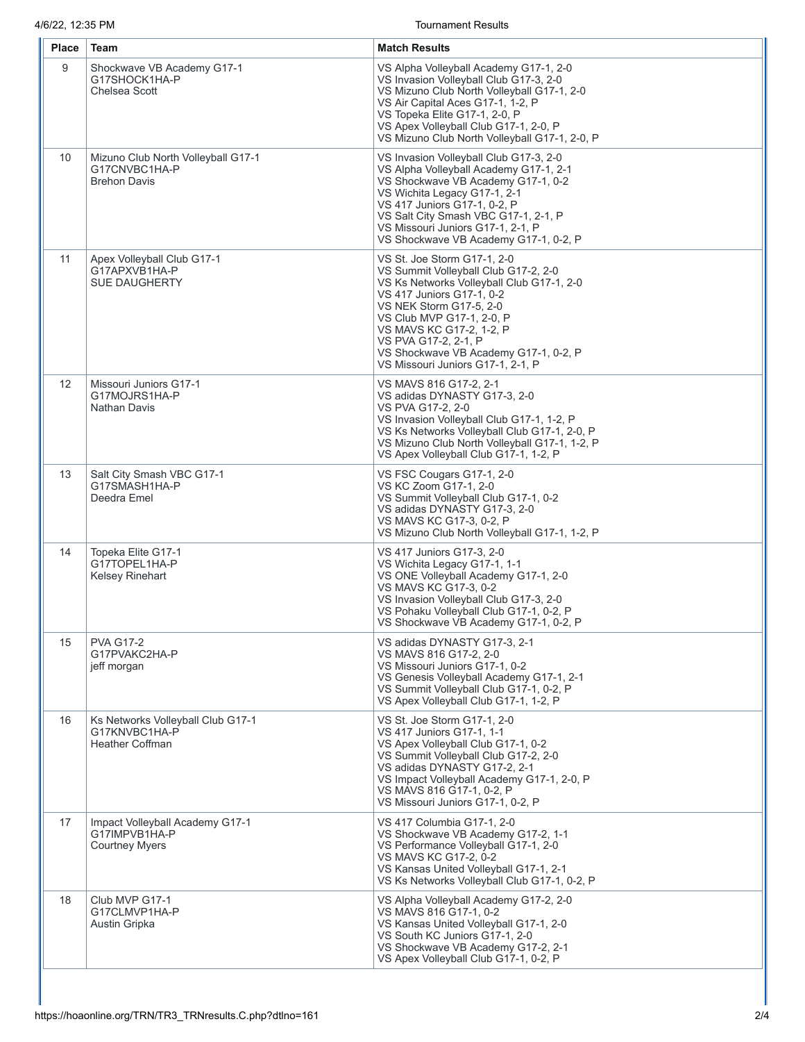| Place | Team | Match Results |
|---|---|---|
| 9 | Shockwave VB Academy G17-1<br>G17SHOCK1HA-P<br>Chelsea Scott | VS Alpha Volleyball Academy G17-1, 2-0<br>VS Invasion Volleyball Club G17-3, 2-0<br>VS Mizuno Club North Volleyball G17-1, 2-0<br>VS Air Capital Aces G17-1, 1-2, P<br>VS Topeka Elite G17-1, 2-0, P<br>VS Apex Volleyball Club G17-1, 2-0, P<br>VS Mizuno Club North Volleyball G17-1, 2-0, P |
| 10 | Mizuno Club North Volleyball G17-1<br>G17CNVBC1HA-P<br>Brehon Davis | VS Invasion Volleyball Club G17-3, 2-0<br>VS Alpha Volleyball Academy G17-1, 2-1<br>VS Shockwave VB Academy G17-1, 0-2<br>VS Wichita Legacy G17-1, 2-1<br>VS 417 Juniors G17-1, 0-2, P<br>VS Salt City Smash VBC G17-1, 2-1, P<br>VS Missouri Juniors G17-1, 2-1, P<br>VS Shockwave VB Academy G17-1, 0-2, P |
| 11 | Apex Volleyball Club G17-1<br>G17APXVB1HA-P<br>SUE DAUGHERTY | VS St. Joe Storm G17-1, 2-0<br>VS Summit Volleyball Club G17-2, 2-0<br>VS Ks Networks Volleyball Club G17-1, 2-0<br>VS 417 Juniors G17-1, 0-2<br>VS NEK Storm G17-5, 2-0<br>VS Club MVP G17-1, 2-0, P<br>VS MAVS KC G17-2, 1-2, P<br>VS PVA G17-2, 2-1, P<br>VS Shockwave VB Academy G17-1, 0-2, P<br>VS Missouri Juniors G17-1, 2-1, P |
| 12 | Missouri Juniors G17-1<br>G17MOJRS1HA-P<br>Nathan Davis | VS MAVS 816 G17-2, 2-1<br>VS adidas DYNASTY G17-3, 2-0<br>VS PVA G17-2, 2-0<br>VS Invasion Volleyball Club G17-1, 1-2, P<br>VS Ks Networks Volleyball Club G17-1, 2-0, P<br>VS Mizuno Club North Volleyball G17-1, 1-2, P<br>VS Apex Volleyball Club G17-1, 1-2, P |
| 13 | Salt City Smash VBC G17-1<br>G17SMASH1HA-P<br>Deedra Emel | VS FSC Cougars G17-1, 2-0<br>VS KC Zoom G17-1, 2-0<br>VS Summit Volleyball Club G17-1, 0-2<br>VS adidas DYNASTY G17-3, 2-0<br>VS MAVS KC G17-3, 0-2, P<br>VS Mizuno Club North Volleyball G17-1, 1-2, P |
| 14 | Topeka Elite G17-1<br>G17TOPEL1HA-P<br>Kelsey Rinehart | VS 417 Juniors G17-3, 2-0<br>VS Wichita Legacy G17-1, 1-1<br>VS ONE Volleyball Academy G17-1, 2-0<br>VS MAVS KC G17-3, 0-2<br>VS Invasion Volleyball Club G17-3, 2-0<br>VS Pohaku Volleyball Club G17-1, 0-2, P<br>VS Shockwave VB Academy G17-1, 0-2, P |
| 15 | PVA G17-2<br>G17PVAKC2HA-P<br>jeff morgan | VS adidas DYNASTY G17-3, 2-1<br>VS MAVS 816 G17-2, 2-0<br>VS Missouri Juniors G17-1, 0-2<br>VS Genesis Volleyball Academy G17-1, 2-1<br>VS Summit Volleyball Club G17-1, 0-2, P<br>VS Apex Volleyball Club G17-1, 1-2, P |
| 16 | Ks Networks Volleyball Club G17-1<br>G17KNVBC1HA-P<br>Heather Coffman | VS St. Joe Storm G17-1, 2-0<br>VS 417 Juniors G17-1, 1-1<br>VS Apex Volleyball Club G17-1, 0-2<br>VS Summit Volleyball Club G17-2, 2-0<br>VS adidas DYNASTY G17-2, 2-1<br>VS Impact Volleyball Academy G17-1, 2-0, P<br>VS MAVS 816 G17-1, 0-2, P<br>VS Missouri Juniors G17-1, 0-2, P |
| 17 | Impact Volleyball Academy G17-1<br>G17IMPVB1HA-P<br>Courtney Myers | VS 417 Columbia G17-1, 2-0<br>VS Shockwave VB Academy G17-2, 1-1<br>VS Performance Volleyball G17-1, 2-0<br>VS MAVS KC G17-2, 0-2<br>VS Kansas United Volleyball G17-1, 2-1<br>VS Ks Networks Volleyball Club G17-1, 0-2, P |
| 18 | Club MVP G17-1<br>G17CLMVP1HA-P<br>Austin Gripka | VS Alpha Volleyball Academy G17-2, 2-0<br>VS MAVS 816 G17-1, 0-2<br>VS Kansas United Volleyball G17-1, 2-0<br>VS South KC Juniors G17-1, 2-0<br>VS Shockwave VB Academy G17-2, 2-1<br>VS Apex Volleyball Club G17-1, 0-2, P |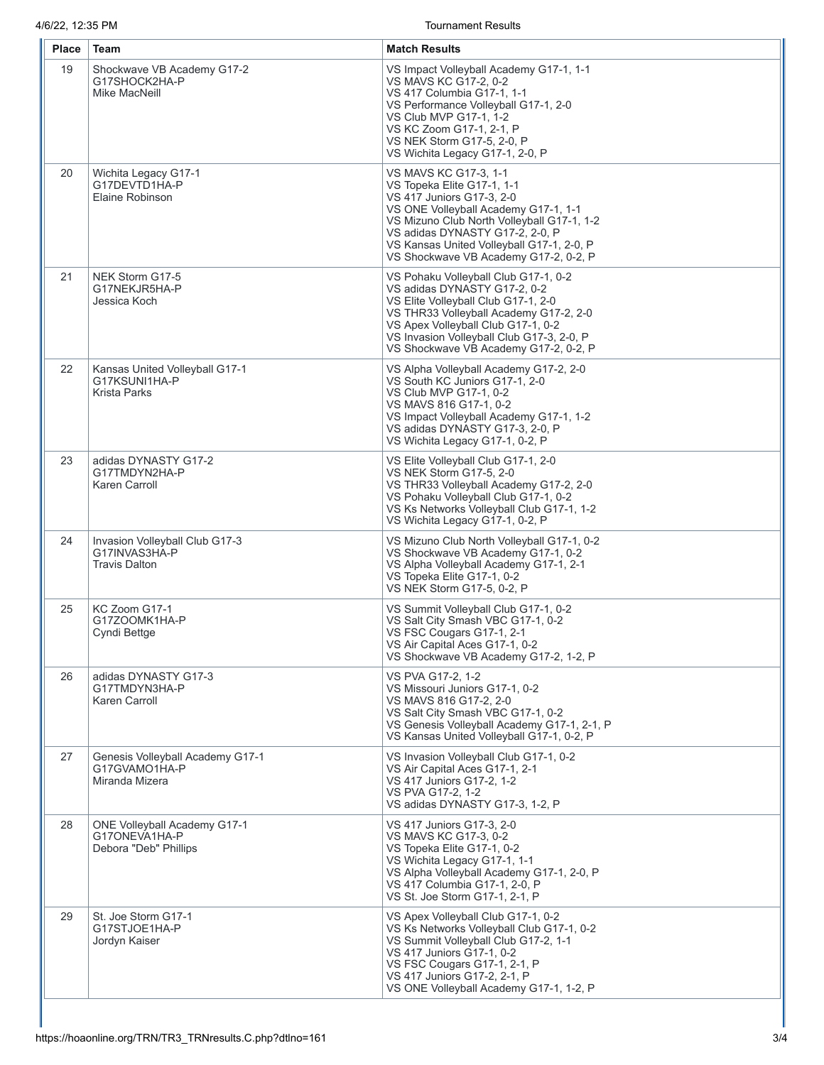| Place | Team | Match Results |
|---|---|---|
| 19 | Shockwave VB Academy G17-2<br>G17SHOCK2HA-P<br>Mike MacNeill | VS Impact Volleyball Academy G17-1, 1-1<br>VS MAVS KC G17-2, 0-2<br>VS 417 Columbia G17-1, 1-1<br>VS Performance Volleyball G17-1, 2-0<br>VS Club MVP G17-1, 1-2<br>VS KC Zoom G17-1, 2-1, P<br>VS NEK Storm G17-5, 2-0, P<br>VS Wichita Legacy G17-1, 2-0, P |
| 20 | Wichita Legacy G17-1<br>G17DEVTD1HA-P<br>Elaine Robinson | VS MAVS KC G17-3, 1-1<br>VS Topeka Elite G17-1, 1-1<br>VS 417 Juniors G17-3, 2-0<br>VS ONE Volleyball Academy G17-1, 1-1<br>VS Mizuno Club North Volleyball G17-1, 1-2<br>VS adidas DYNASTY G17-2, 2-0, P<br>VS Kansas United Volleyball G17-1, 2-0, P<br>VS Shockwave VB Academy G17-2, 0-2, P |
| 21 | NEK Storm G17-5<br>G17NEKJR5HA-P<br>Jessica Koch | VS Pohaku Volleyball Club G17-1, 0-2<br>VS adidas DYNASTY G17-2, 0-2<br>VS Elite Volleyball Club G17-1, 2-0<br>VS THR33 Volleyball Academy G17-2, 2-0<br>VS Apex Volleyball Club G17-1, 0-2<br>VS Invasion Volleyball Club G17-3, 2-0, P<br>VS Shockwave VB Academy G17-2, 0-2, P |
| 22 | Kansas United Volleyball G17-1<br>G17KSUNI1HA-P<br>Krista Parks | VS Alpha Volleyball Academy G17-2, 2-0<br>VS South KC Juniors G17-1, 2-0<br>VS Club MVP G17-1, 0-2<br>VS MAVS 816 G17-1, 0-2<br>VS Impact Volleyball Academy G17-1, 1-2<br>VS adidas DYNASTY G17-3, 2-0, P<br>VS Wichita Legacy G17-1, 0-2, P |
| 23 | adidas DYNASTY G17-2<br>G17TMDYN2HA-P<br>Karen Carroll | VS Elite Volleyball Club G17-1, 2-0<br>VS NEK Storm G17-5, 2-0<br>VS THR33 Volleyball Academy G17-2, 2-0<br>VS Pohaku Volleyball Club G17-1, 0-2<br>VS Ks Networks Volleyball Club G17-1, 1-2<br>VS Wichita Legacy G17-1, 0-2, P |
| 24 | Invasion Volleyball Club G17-3<br>G17INVAS3HA-P<br>Travis Dalton | VS Mizuno Club North Volleyball G17-1, 0-2<br>VS Shockwave VB Academy G17-1, 0-2<br>VS Alpha Volleyball Academy G17-1, 2-1<br>VS Topeka Elite G17-1, 0-2<br>VS NEK Storm G17-5, 0-2, P |
| 25 | KC Zoom G17-1<br>G17ZOOMK1HA-P<br>Cyndi Bettge | VS Summit Volleyball Club G17-1, 0-2<br>VS Salt City Smash VBC G17-1, 0-2<br>VS FSC Cougars G17-1, 2-1<br>VS Air Capital Aces G17-1, 0-2<br>VS Shockwave VB Academy G17-2, 1-2, P |
| 26 | adidas DYNASTY G17-3<br>G17TMDYN3HA-P<br>Karen Carroll | VS PVA G17-2, 1-2<br>VS Missouri Juniors G17-1, 0-2<br>VS MAVS 816 G17-2, 2-0<br>VS Salt City Smash VBC G17-1, 0-2<br>VS Genesis Volleyball Academy G17-1, 2-1, P<br>VS Kansas United Volleyball G17-1, 0-2, P |
| 27 | Genesis Volleyball Academy G17-1<br>G17GVAMO1HA-P<br>Miranda Mizera | VS Invasion Volleyball Club G17-1, 0-2<br>VS Air Capital Aces G17-1, 2-1<br>VS 417 Juniors G17-2, 1-2<br>VS PVA G17-2, 1-2<br>VS adidas DYNASTY G17-3, 1-2, P |
| 28 | ONE Volleyball Academy G17-1<br>G17ONEVA1HA-P<br>Debora "Deb" Phillips | VS 417 Juniors G17-3, 2-0<br>VS MAVS KC G17-3, 0-2<br>VS Topeka Elite G17-1, 0-2<br>VS Wichita Legacy G17-1, 1-1<br>VS Alpha Volleyball Academy G17-1, 2-0, P<br>VS 417 Columbia G17-1, 2-0, P<br>VS St. Joe Storm G17-1, 2-1, P |
| 29 | St. Joe Storm G17-1<br>G17STJOE1HA-P<br>Jordyn Kaiser | VS Apex Volleyball Club G17-1, 0-2<br>VS Ks Networks Volleyball Club G17-1, 0-2<br>VS Summit Volleyball Club G17-2, 1-1<br>VS 417 Juniors G17-1, 0-2<br>VS FSC Cougars G17-1, 2-1, P<br>VS 417 Juniors G17-2, 2-1, P<br>VS ONE Volleyball Academy G17-1, 1-2, P |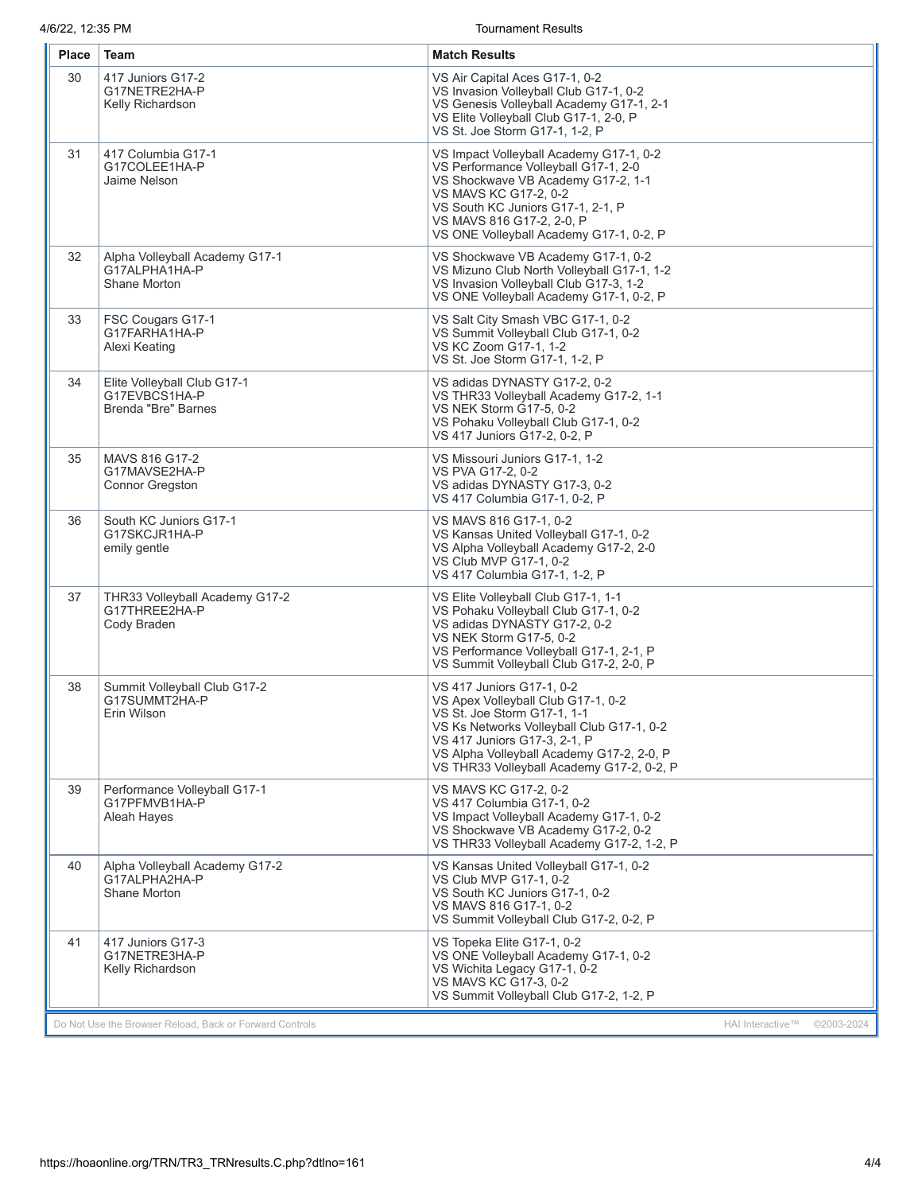| Place | Team | Match Results |
|---|---|---|
| 30 | 417 Juniors G17-2<br>G17NETRE2HA-P<br>Kelly Richardson | VS Air Capital Aces G17-1, 0-2<br>VS Invasion Volleyball Club G17-1, 0-2<br>VS Genesis Volleyball Academy G17-1, 2-1<br>VS Elite Volleyball Club G17-1, 2-0, P<br>VS St. Joe Storm G17-1, 1-2, P |
| 31 | 417 Columbia G17-1<br>G17COLEE1HA-P<br>Jaime Nelson | VS Impact Volleyball Academy G17-1, 0-2<br>VS Performance Volleyball G17-1, 2-0<br>VS Shockwave VB Academy G17-2, 1-1<br>VS MAVS KC G17-2, 0-2<br>VS South KC Juniors G17-1, 2-1, P<br>VS MAVS 816 G17-2, 2-0, P<br>VS ONE Volleyball Academy G17-1, 0-2, P |
| 32 | Alpha Volleyball Academy G17-1<br>G17ALPHA1HA-P<br>Shane Morton | VS Shockwave VB Academy G17-1, 0-2<br>VS Mizuno Club North Volleyball G17-1, 1-2<br>VS Invasion Volleyball Club G17-3, 1-2<br>VS ONE Volleyball Academy G17-1, 0-2, P |
| 33 | FSC Cougars G17-1<br>G17FARHA1HA-P<br>Alexi Keating | VS Salt City Smash VBC G17-1, 0-2<br>VS Summit Volleyball Club G17-1, 0-2<br>VS KC Zoom G17-1, 1-2<br>VS St. Joe Storm G17-1, 1-2, P |
| 34 | Elite Volleyball Club G17-1<br>G17EVBCS1HA-P<br>Brenda "Bre" Barnes | VS adidas DYNASTY G17-2, 0-2<br>VS THR33 Volleyball Academy G17-2, 1-1<br>VS NEK Storm G17-5, 0-2<br>VS Pohaku Volleyball Club G17-1, 0-2<br>VS 417 Juniors G17-2, 0-2, P |
| 35 | MAVS 816 G17-2<br>G17MAVSE2HA-P<br>Connor Gregston | VS Missouri Juniors G17-1, 1-2<br>VS PVA G17-2, 0-2<br>VS adidas DYNASTY G17-3, 0-2<br>VS 417 Columbia G17-1, 0-2, P |
| 36 | South KC Juniors G17-1<br>G17SKCJR1HA-P<br>emily gentle | VS MAVS 816 G17-1, 0-2<br>VS Kansas United Volleyball G17-1, 0-2<br>VS Alpha Volleyball Academy G17-2, 2-0<br>VS Club MVP G17-1, 0-2<br>VS 417 Columbia G17-1, 1-2, P |
| 37 | THR33 Volleyball Academy G17-2<br>G17THREE2HA-P<br>Cody Braden | VS Elite Volleyball Club G17-1, 1-1<br>VS Pohaku Volleyball Club G17-1, 0-2<br>VS adidas DYNASTY G17-2, 0-2<br>VS NEK Storm G17-5, 0-2<br>VS Performance Volleyball G17-1, 2-1, P<br>VS Summit Volleyball Club G17-2, 2-0, P |
| 38 | Summit Volleyball Club G17-2<br>G17SUMMT2HA-P<br>Erin Wilson | VS 417 Juniors G17-1, 0-2<br>VS Apex Volleyball Club G17-1, 0-2<br>VS St. Joe Storm G17-1, 1-1<br>VS Ks Networks Volleyball Club G17-1, 0-2<br>VS 417 Juniors G17-3, 2-1, P<br>VS Alpha Volleyball Academy G17-2, 2-0, P<br>VS THR33 Volleyball Academy G17-2, 0-2, P |
| 39 | Performance Volleyball G17-1<br>G17PFMVB1HA-P<br>Aleah Hayes | VS MAVS KC G17-2, 0-2<br>VS 417 Columbia G17-1, 0-2<br>VS Impact Volleyball Academy G17-1, 0-2<br>VS Shockwave VB Academy G17-2, 0-2<br>VS THR33 Volleyball Academy G17-2, 1-2, P |
| 40 | Alpha Volleyball Academy G17-2<br>G17ALPHA2HA-P<br>Shane Morton | VS Kansas United Volleyball G17-1, 0-2<br>VS Club MVP G17-1, 0-2<br>VS South KC Juniors G17-1, 0-2<br>VS MAVS 816 G17-1, 0-2<br>VS Summit Volleyball Club G17-2, 0-2, P |
| 41 | 417 Juniors G17-3<br>G17NETRE3HA-P<br>Kelly Richardson | VS Topeka Elite G17-1, 0-2<br>VS ONE Volleyball Academy G17-1, 0-2<br>VS Wichita Legacy G17-1, 0-2<br>VS MAVS KC G17-3, 0-2<br>VS Summit Volleyball Club G17-2, 1-2, P |

Do Not Use the Browser Reload, Back or Forward Controls

HAI Interactive™ ©2003-2024